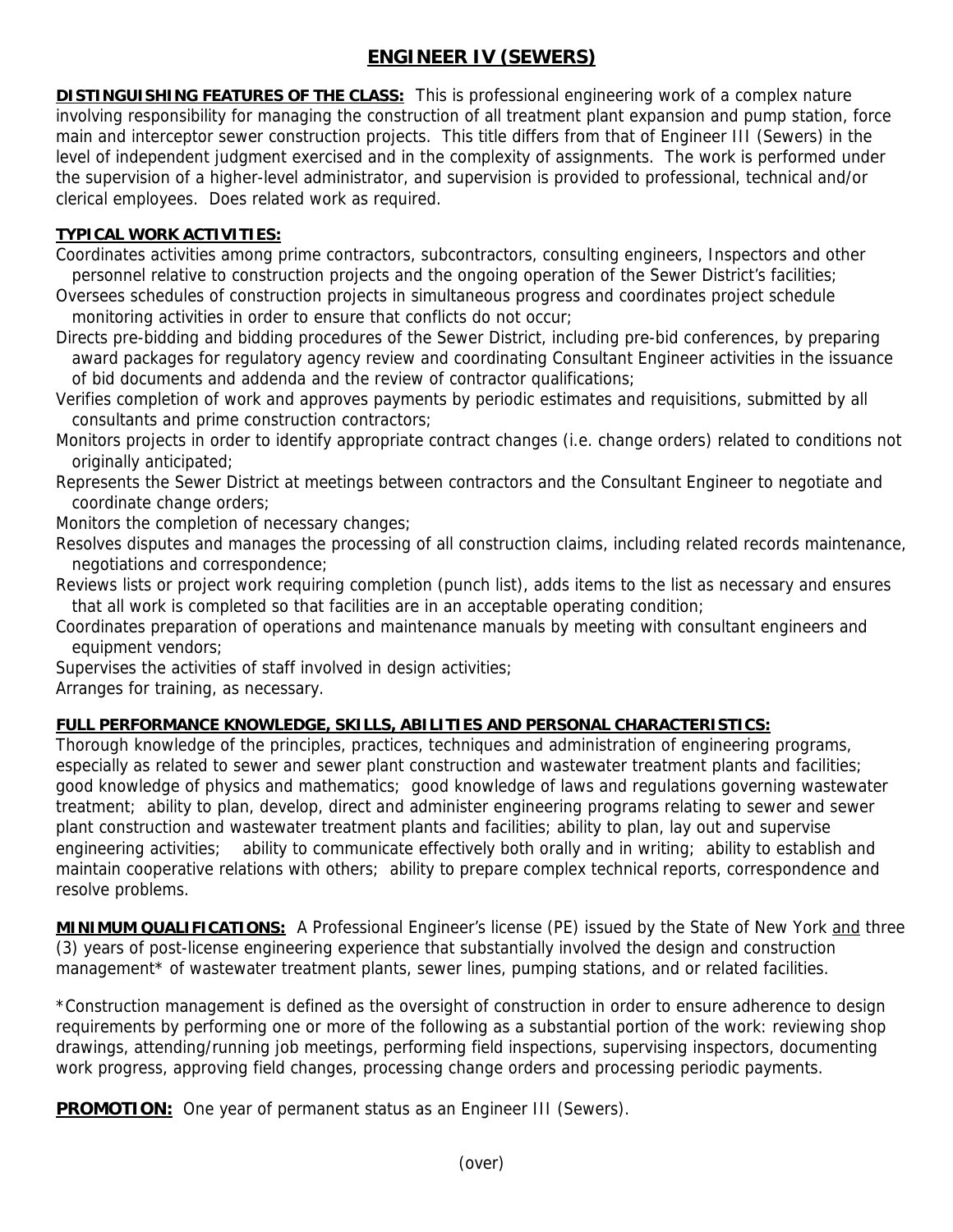# ENGINEER IV (SEWERS)

**DISTINGUISHING FEATURES OF THE CLASS:** This is professional engineering work of a complex nature involving responsibility for managing the construction of all treatment plant expansion and pump station, force main and interceptor sewer construction projects. This title differs from that of Engineer III (Sewers) in the level of independent judgment exercised and in the complexity of assignments. The work is performed under the supervision of a higher-level administrator, and supervision is provided to professional, technical and/or clerical employees. Does related work as required.

**TYPICAL WORK ACTIVITIES:**

Coordinates activities among prime contractors, subcontractors, consulting engineers, Inspectors and other personnel relative to construction projects and the ongoing operation of the Sewer District's facilities;

Oversees schedules of construction projects in simultaneous progress and coordinates project schedule monitoring activities in order to ensure that conflicts do not occur;

Directs pre-bidding and bidding procedures of the Sewer District, including pre-bid conferences, by preparing award packages for regulatory agency review and coordinating Consultant Engineer activities in the issuance of bid documents and addenda and the review of contractor qualifications;

Verifies completion of work and approves payments by periodic estimates and requisitions, submitted by all consultants and prime construction contractors;

Monitors projects in order to identify appropriate contract changes (i.e. change orders) related to conditions not originally anticipated;

Represents the Sewer District at meetings between contractors and the Consultant Engineer to negotiate and coordinate change orders;

Monitors the completion of necessary changes;

Resolves disputes and manages the processing of all construction claims, including related records maintenance, negotiations and correspondence;

Reviews lists or project work requiring completion (punch list), adds items to the list as necessary and ensures that all work is completed so that facilities are in an acceptable operating condition;

Coordinates preparation of operations and maintenance manuals by meeting with consultant engineers and equipment vendors;

Supervises the activities of staff involved in design activities;

Arranges for training, as necessary.

**FULL PERFORMANCE KNOWLEDGE, SKILLS, ABILITIES AND PERSONAL CHARACTERISTICS:**

Thorough knowledge of the principles, practices, techniques and administration of engineering programs, especially as related to sewer and sewer plant construction and wastewater treatment plants and facilities; good knowledge of physics and mathematics; good knowledge of laws and regulations governing wastewater treatment; ability to plan, develop, direct and administer engineering programs relating to sewer and sewer plant construction and wastewater treatment plants and facilities; ability to plan, lay out and supervise engineering activities; ability to communicate effectively both orally and in writing; ability to establish and maintain cooperative relations with others; ability to prepare complex technical reports, correspondence and resolve problems.

**MINIMUM QUALIFICATIONS:** A Professional Engineer's license (PE) issued by the State of New York and three (3) years of post-license engineering experience that substantially involved the design and construction management* of wastewater treatment plants, sewer lines, pumping stations, and or related facilities.

*Construction management is defined as the oversight of construction in order to ensure adherence to design requirements by performing one or more of the following as a substantial portion of the work: reviewing shop drawings, attending/running job meetings, performing field inspections, supervising inspectors, documenting work progress, approving field changes, processing change orders and processing periodic payments.

**PROMOTION:** One year of permanent status as an Engineer III (Sewers).

(over)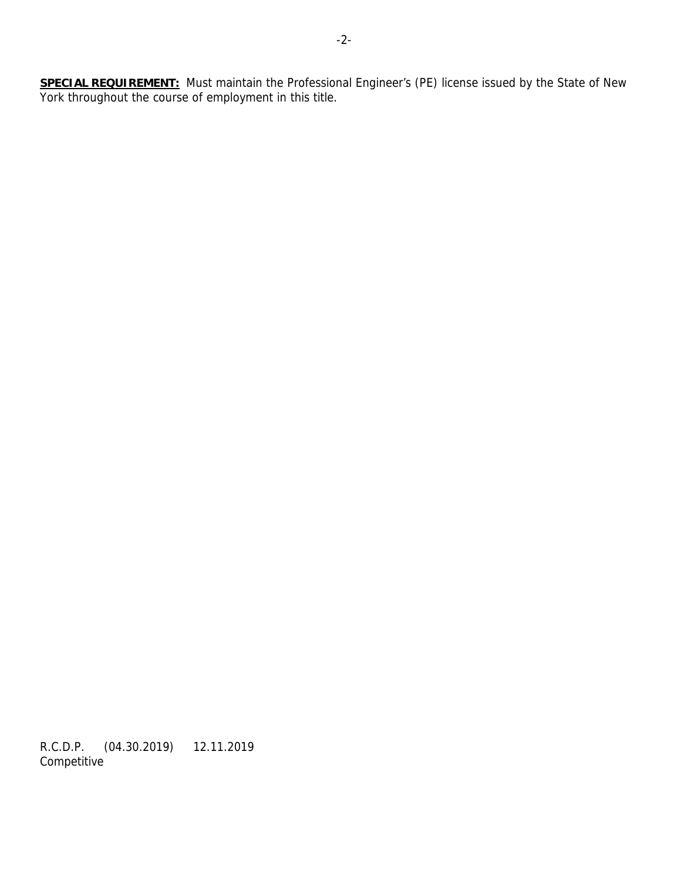**SPECIAL REQUIREMENT:** Must maintain the Professional Engineer's (PE) license issued by the State of New York throughout the course of employment in this title.

R.C.D.P. (04.30.2019) 12.11.2019
Competitive